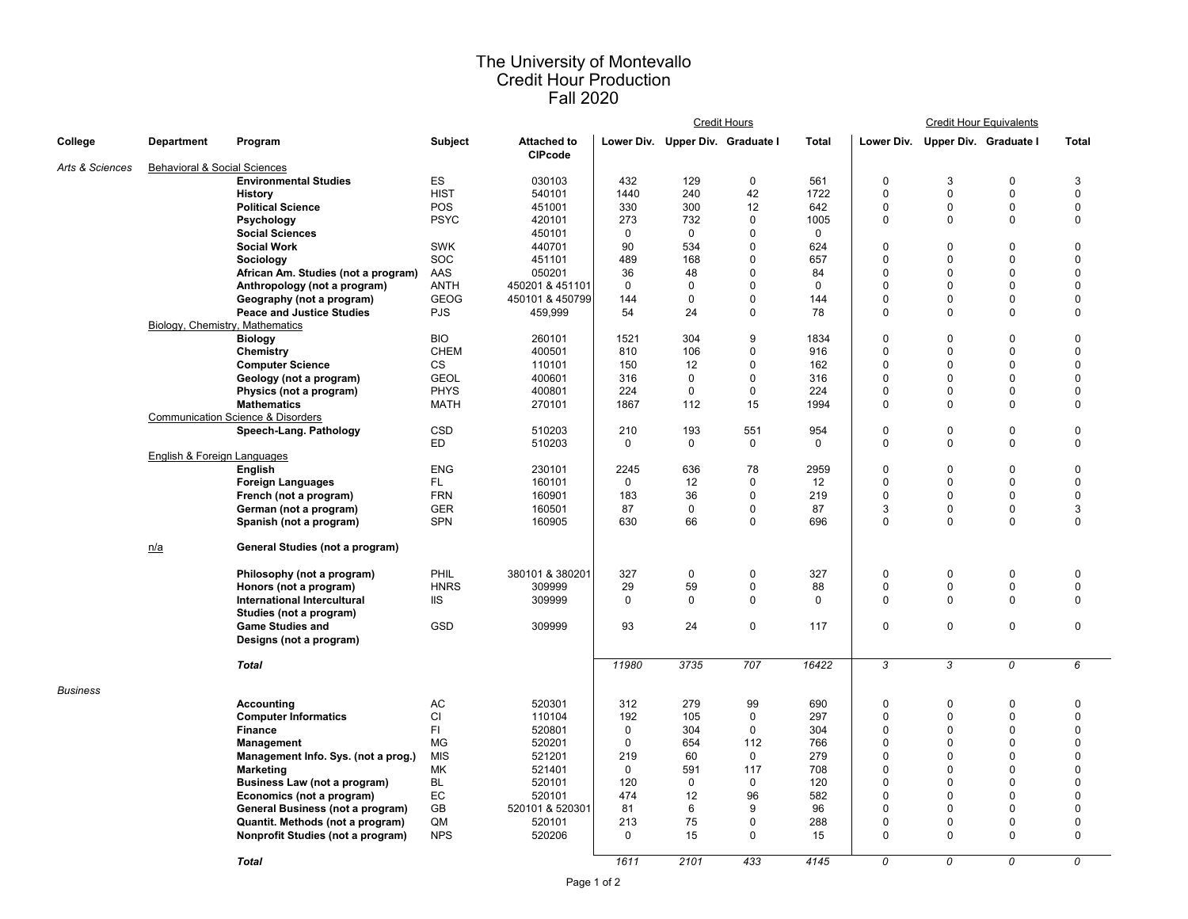# The University of Montevallo
## Credit Hour Production
## Fall 2020

| College | Department | Program | Subject | Attached to CIPcode | Credit Hours | | | | Credit Hour Equivalents | | | |
|---|---|---|---|---|---|---|---|---|---|---|---|---|
| | | | | | Lower Div. | Upper Div. | Graduate I | Total | Lower Div. | Upper Div. | Graduate I | Total |
| *Arts & Sciences* | Behavioral & Social Sciences | | | | | | | | | | | |
| | | **Environmental Studies** | ES | 030103 | 432 | 129 | 0 | 561 | 0 | 3 | 0 | 3 |
| | | **History** | HIST | 540101 | 1440 | 240 | 42 | 1722 | 0 | 0 | 0 | 0 |
| | | **Political Science** | POS | 451001 | 330 | 300 | 12 | 642 | 0 | 0 | 0 | 0 |
| | | **Psychology** | PSYC | 420101 | 273 | 732 | 0 | 1005 | 0 | 0 | 0 | 0 |
| | | **Social Sciences** | | 450101 | 0 | 0 | 0 | 0 | | | | |
| | | **Social Work** | SWK | 440701 | 90 | 534 | 0 | 624 | 0 | 0 | 0 | 0 |
| | | **Sociology** | SOC | 451101 | 489 | 168 | 0 | 657 | 0 | 0 | 0 | 0 |
| | | **African Am. Studies (not a program)** | AAS | 050201 | 36 | 48 | 0 | 84 | 0 | 0 | 0 | 0 |
| | | **Anthropology (not a program)** | ANTH | 450201 & 451101 | 0 | 0 | 0 | 0 | 0 | 0 | 0 | 0 |
| | | **Geography (not a program)** | GEOG | 450101 & 450799 | 144 | 0 | 0 | 144 | 0 | 0 | 0 | 0 |
| | | **Peace and Justice Studies** | PJS | 459,999 | 54 | 24 | 0 | 78 | 0 | 0 | 0 | 0 |
| | Biology, Chemistry, Mathematics | | | | | | | | | | | |
| | | **Biology** | BIO | 260101 | 1521 | 304 | 9 | 1834 | 0 | 0 | 0 | 0 |
| | | **Chemistry** | CHEM | 400501 | 810 | 106 | 0 | 916 | 0 | 0 | 0 | 0 |
| | | **Computer Science** | CS | 110101 | 150 | 12 | 0 | 162 | 0 | 0 | 0 | 0 |
| | | **Geology (not a program)** | GEOL | 400601 | 316 | 0 | 0 | 316 | 0 | 0 | 0 | 0 |
| | | **Physics (not a program)** | PHYS | 400801 | 224 | 0 | 0 | 224 | 0 | 0 | 0 | 0 |
| | | **Mathematics** | MATH | 270101 | 1867 | 112 | 15 | 1994 | 0 | 0 | 0 | 0 |
| | Communication Science & Disorders | | | | | | | | | | | |
| | | **Speech-Lang. Pathology** | CSD | 510203 | 210 | 193 | 551 | 954 | 0 | 0 | 0 | 0 |
| | | | ED | 510203 | 0 | 0 | 0 | 0 | 0 | 0 | 0 | 0 |
| | English & Foreign Languages | | | | | | | | | | | |
| | | **English** | ENG | 230101 | 2245 | 636 | 78 | 2959 | 0 | 0 | 0 | 0 |
| | | **Foreign Languages** | FL | 160101 | 0 | 12 | 0 | 12 | 0 | 0 | 0 | 0 |
| | | **French (not a program)** | FRN | 160901 | 183 | 36 | 0 | 219 | 0 | 0 | 0 | 0 |
| | | **German (not a program)** | GER | 160501 | 87 | 0 | 0 | 87 | 3 | 0 | 0 | 3 |
| | | **Spanish (not a program)** | SPN | 160905 | 630 | 66 | 0 | 696 | 0 | 0 | 0 | 0 |
| | n/a | **General Studies (not a program)** | | | | | | | | | | |
| | | **Philosophy (not a program)** | PHIL | 380101 & 380201 | 327 | 0 | 0 | 327 | 0 | 0 | 0 | 0 |
| | | **Honors (not a program)** | HNRS | 309999 | 29 | 59 | 0 | 88 | 0 | 0 | 0 | 0 |
| | | **International Intercultural Studies (not a program)** | IIS | 309999 | 0 | 0 | 0 | 0 | 0 | 0 | 0 | 0 |
| | | **Game Studies and Designs (not a program)** | GSD | 309999 | 93 | 24 | 0 | 117 | 0 | 0 | 0 | 0 |
| | | ***Total*** | | | *11980* | *3735* | *707* | *16422* | *3* | *3* | *0* | *6* |
| *Business* | | | | | | | | | | | | |
| | | **Accounting** | AC | 520301 | 312 | 279 | 99 | 690 | 0 | 0 | 0 | 0 |
| | | **Computer Informatics** | CI | 110104 | 192 | 105 | 0 | 297 | 0 | 0 | 0 | 0 |
| | | **Finance** | FI | 520801 | 0 | 304 | 0 | 304 | 0 | 0 | 0 | 0 |
| | | **Management** | MG | 520201 | 0 | 654 | 112 | 766 | 0 | 0 | 0 | 0 |
| | | **Management Info. Sys. (not a prog.)** | MIS | 521201 | 219 | 60 | 0 | 279 | 0 | 0 | 0 | 0 |
| | | **Marketing** | MK | 521401 | 0 | 591 | 117 | 708 | 0 | 0 | 0 | 0 |
| | | **Business Law (not a program)** | BL | 520101 | 120 | 0 | 0 | 120 | 0 | 0 | 0 | 0 |
| | | **Economics (not a program)** | EC | 520101 | 474 | 12 | 96 | 582 | 0 | 0 | 0 | 0 |
| | | **General Business (not a program)** | GB | 520101 & 520301 | 81 | 6 | 9 | 96 | 0 | 0 | 0 | 0 |
| | | **Quantit. Methods (not a program)** | QM | 520101 | 213 | 75 | 0 | 288 | 0 | 0 | 0 | 0 |
| | | **Nonprofit Studies (not a program)** | NPS | 520206 | 0 | 15 | 0 | 15 | 0 | 0 | 0 | 0 |
| | | ***Total*** | | | *1611* | *2101* | *433* | *4145* | *0* | *0* | *0* | *0* |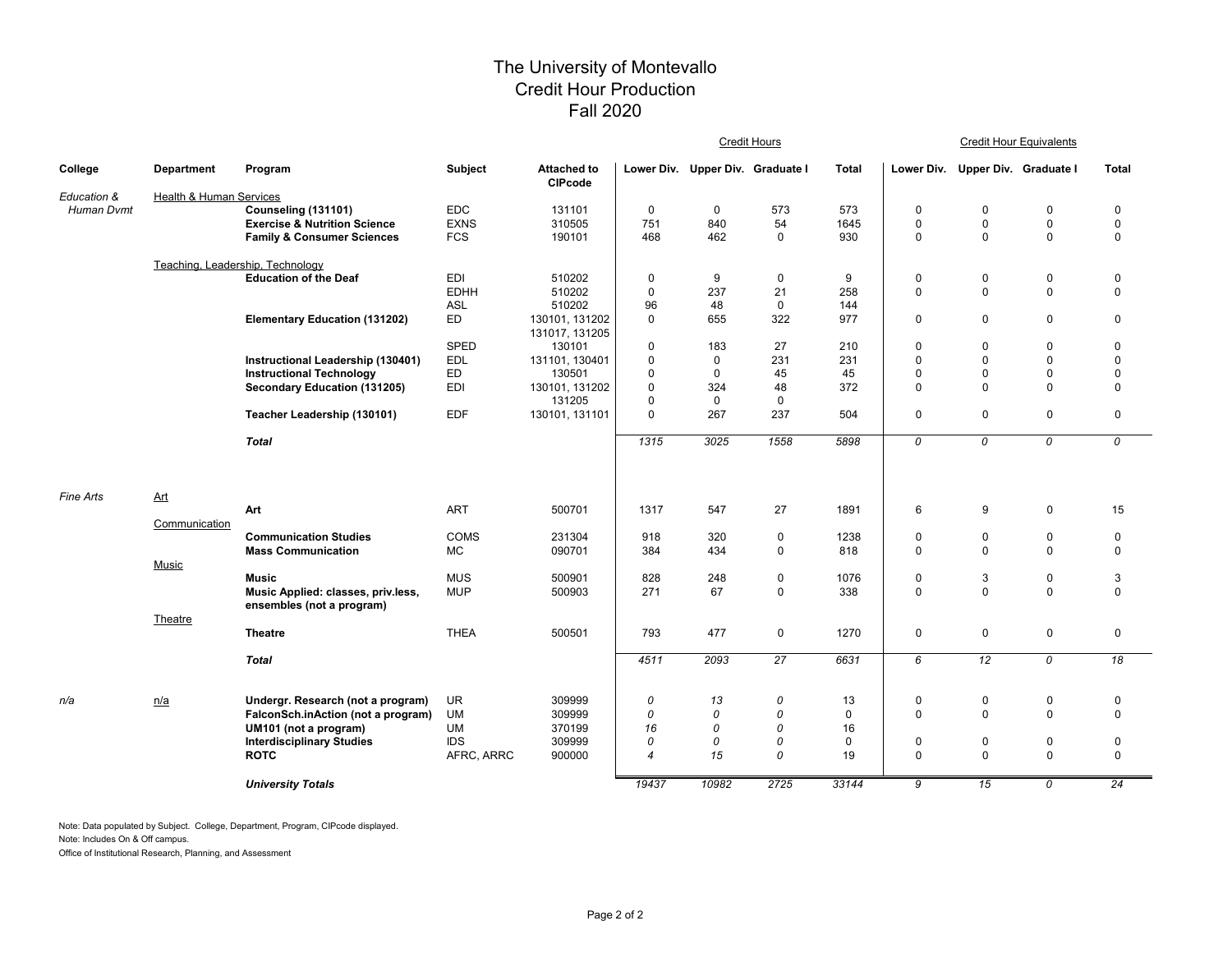# The University of Montevallo
## Credit Hour Production
## Fall 2020

| College | Department | Program | Subject | Attached to CIPcode | Credit Hours | | | | Credit Hour Equivalents | | | |
|---|---|---|---|---|---|---|---|---|---|---|---|---|
| | | | | | Lower Div. | Upper Div. | Graduate I | Total | Lower Div. | Upper Div. | Graduate I | Total |
| *Education & Human Dvmt* | Health & Human Services | | | | | | | | | | | |
| | | **Counseling (131101)** | EDC | 131101 | 0 | 0 | 573 | 573 | 0 | 0 | 0 | 0 |
| | | **Exercise & Nutrition Science** | EXNS | 310505 | 751 | 840 | 54 | 1645 | 0 | 0 | 0 | 0 |
| | | **Family & Consumer Sciences** | FCS | 190101 | 468 | 462 | 0 | 930 | 0 | 0 | 0 | 0 |
| | Teaching, Leadership, Technology | | | | | | | | | | | |
| | | **Education of the Deaf** | EDI | 510202 | 0 | 9 | 0 | 9 | 0 | 0 | 0 | 0 |
| | | | EDHH | 510202 | 0 | 237 | 21 | 258 | 0 | 0 | 0 | 0 |
| | | | ASL | 510202 | 96 | 48 | 0 | 144 | | | | |
| | | **Elementary Education (131202)** | ED | 130101, 131202 131017, 131205 | 0 | 655 | 322 | 977 | 0 | 0 | 0 | 0 |
| | | | SPED | 130101 | 0 | 183 | 27 | 210 | 0 | 0 | 0 | 0 |
| | | **Instructional Leadership (130401)** | EDL | 131101, 130401 | 0 | 0 | 231 | 231 | 0 | 0 | 0 | 0 |
| | | **Instructional Technology** | ED | 130501 | 0 | 0 | 45 | 45 | 0 | 0 | 0 | 0 |
| | | **Secondary Education (131205)** | EDI | 130101, 131202 | 0 | 324 | 48 | 372 | 0 | 0 | 0 | 0 |
| | | | | 131205 | 0 | 0 | 0 | | | | | |
| | | **Teacher Leadership (130101)** | EDF | 130101, 131101 | 0 | 267 | 237 | 504 | 0 | 0 | 0 | 0 |
| | | ***Total*** | | | *1315* | *3025* | *1558* | *5898* | *0* | *0* | *0* | *0* |
| *Fine Arts* | Art | | | | | | | | | | | |
| | | **Art** | ART | 500701 | 1317 | 547 | 27 | 1891 | 6 | 9 | 0 | 15 |
| | Communication | | | | | | | | | | | |
| | | **Communication Studies** | COMS | 231304 | 918 | 320 | 0 | 1238 | 0 | 0 | 0 | 0 |
| | | **Mass Communication** | MC | 090701 | 384 | 434 | 0 | 818 | 0 | 0 | 0 | 0 |
| | Music | | | | | | | | | | | |
| | | **Music** | MUS | 500901 | 828 | 248 | 0 | 1076 | 0 | 3 | 0 | 3 |
| | | **Music Applied: classes, priv.less, ensembles (not a program)** | MUP | 500903 | 271 | 67 | 0 | 338 | 0 | 0 | 0 | 0 |
| | Theatre | | | | | | | | | | | |
| | | **Theatre** | THEA | 500501 | 793 | 477 | 0 | 1270 | 0 | 0 | 0 | 0 |
| | | ***Total*** | | | *4511* | *2093* | *27* | *6631* | *6* | *12* | *0* | *18* |
| *n/a* | n/a | **Undergr. Research (not a program)** | UR | 309999 | *0* | *13* | *0* | 13 | 0 | 0 | 0 | 0 |
| | | **FalconSch.inAction (not a program)** | UM | 309999 | *0* | *0* | *0* | 0 | 0 | 0 | 0 | 0 |
| | | **UM101 (not a program)** | UM | 370199 | *16* | *0* | *0* | 16 | | | | |
| | | **Interdisciplinary Studies** | IDS | 309999 | *0* | *0* | *0* | 0 | 0 | 0 | 0 | 0 |
| | | **ROTC** | AFRC, ARRC | 900000 | *4* | *15* | *0* | 19 | 0 | 0 | 0 | 0 |
| | | ***University Totals*** | | | *19437* | *10982* | *2725* | *33144* | *9* | *15* | *0* | *24* |

Note: Data populated by Subject. College, Department, Program, CIPcode displayed.

Note: Includes On & Off campus.

Office of Institutional Research, Planning, and Assessment